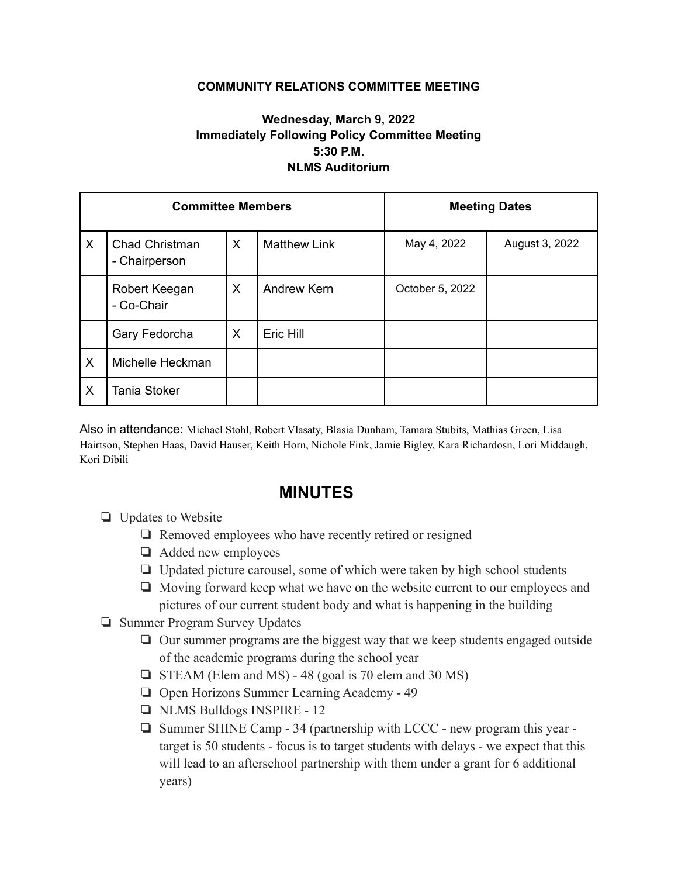**COMMUNITY RELATIONS COMMITTEE MEETING**

**Wednesday, March 9, 2022**
**Immediately Following Policy Committee Meeting**
**5:30 P.M.**
**NLMS Auditorium**

| Committee Members | | | | Meeting Dates | |
|---|---|---|---|---|---|
| X | Chad Christman - Chairperson | X | Matthew Link | May 4, 2022 | August 3, 2022 |
| | Robert Keegan - Co-Chair | X | Andrew Kern | October 5, 2022 | |
| | Gary Fedorcha | X | Eric Hill | | |
| X | Michelle Heckman | | | | |
| X | Tania Stoker | | | | |

Also in attendance: Michael Stohl, Robert Vlasaty, Blasia Dunham, Tamara Stubits, Mathias Green, Lisa Hairtson, Stephen Haas, David Hauser, Keith Horn, Nichole Fink, Jamie Bigley, Kara Richardosn, Lori Middaugh, Kori Dibili

# MINUTES

- ❏ Updates to Website
  - ❏ Removed employees who have recently retired or resigned
  - ❏ Added new employees
  - ❏ Updated picture carousel, some of which were taken by high school students
  - ❏ Moving forward keep what we have on the website current to our employees and pictures of our current student body and what is happening in the building
- ❏ Summer Program Survey Updates
  - ❏ Our summer programs are the biggest way that we keep students engaged outside of the academic programs during the school year
  - ❏ STEAM (Elem and MS) - 48 (goal is 70 elem and 30 MS)
  - ❏ Open Horizons Summer Learning Academy - 49
  - ❏ NLMS Bulldogs INSPIRE - 12
  - ❏ Summer SHINE Camp - 34 (partnership with LCCC - new program this year - target is 50 students - focus is to target students with delays - we expect that this will lead to an afterschool partnership with them under a grant for 6 additional years)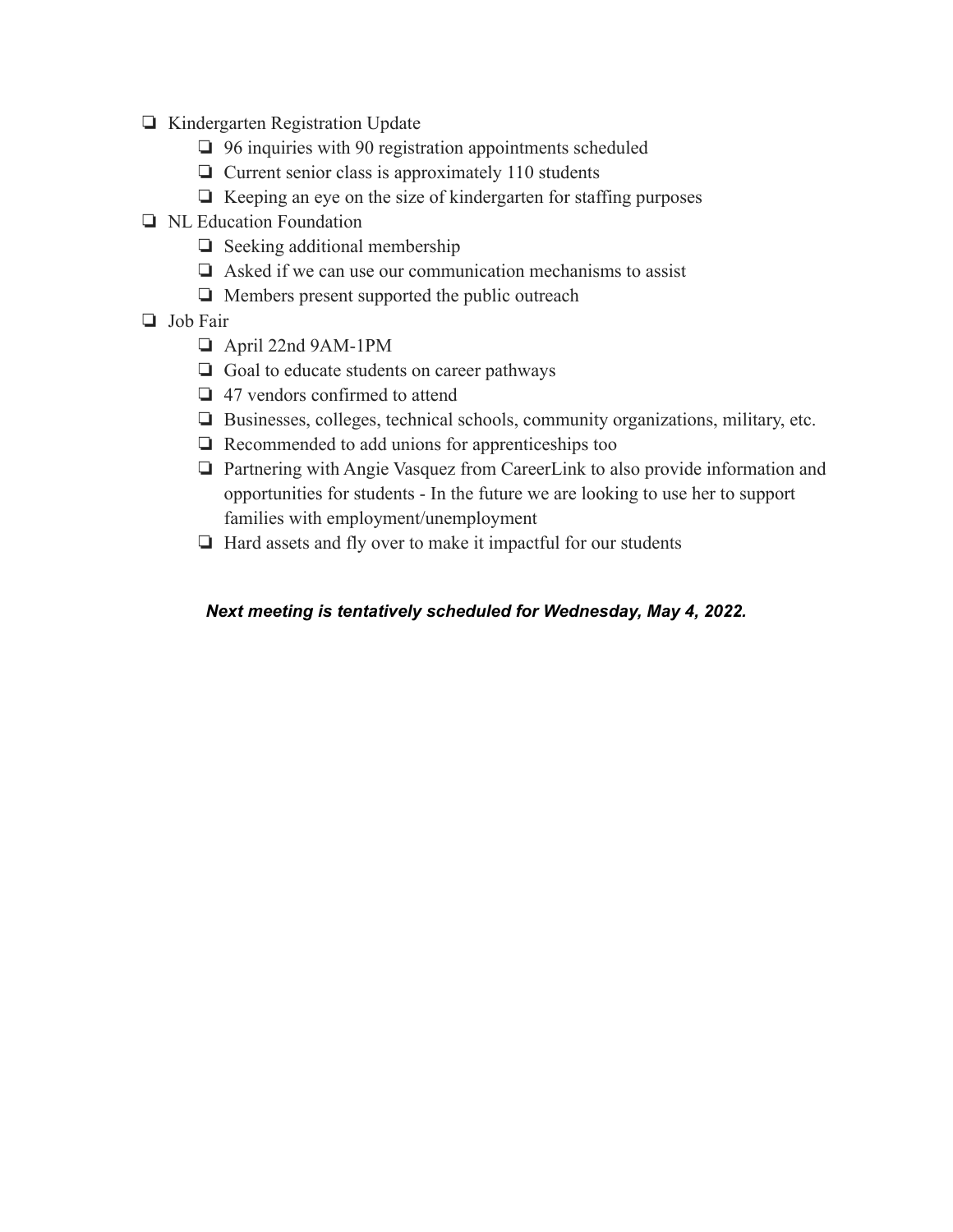- Kindergarten Registration Update
  - 96 inquiries with 90 registration appointments scheduled
  - Current senior class is approximately 110 students
  - Keeping an eye on the size of kindergarten for staffing purposes
- NL Education Foundation
  - Seeking additional membership
  - Asked if we can use our communication mechanisms to assist
  - Members present supported the public outreach
- Job Fair
  - April 22nd 9AM-1PM
  - Goal to educate students on career pathways
  - 47 vendors confirmed to attend
  - Businesses, colleges, technical schools, community organizations, military, etc.
  - Recommended to add unions for apprenticeships too
  - Partnering with Angie Vasquez from CareerLink to also provide information and opportunities for students - In the future we are looking to use her to support families with employment/unemployment
  - Hard assets and fly over to make it impactful for our students

***Next meeting is tentatively scheduled for Wednesday, May 4, 2022.***